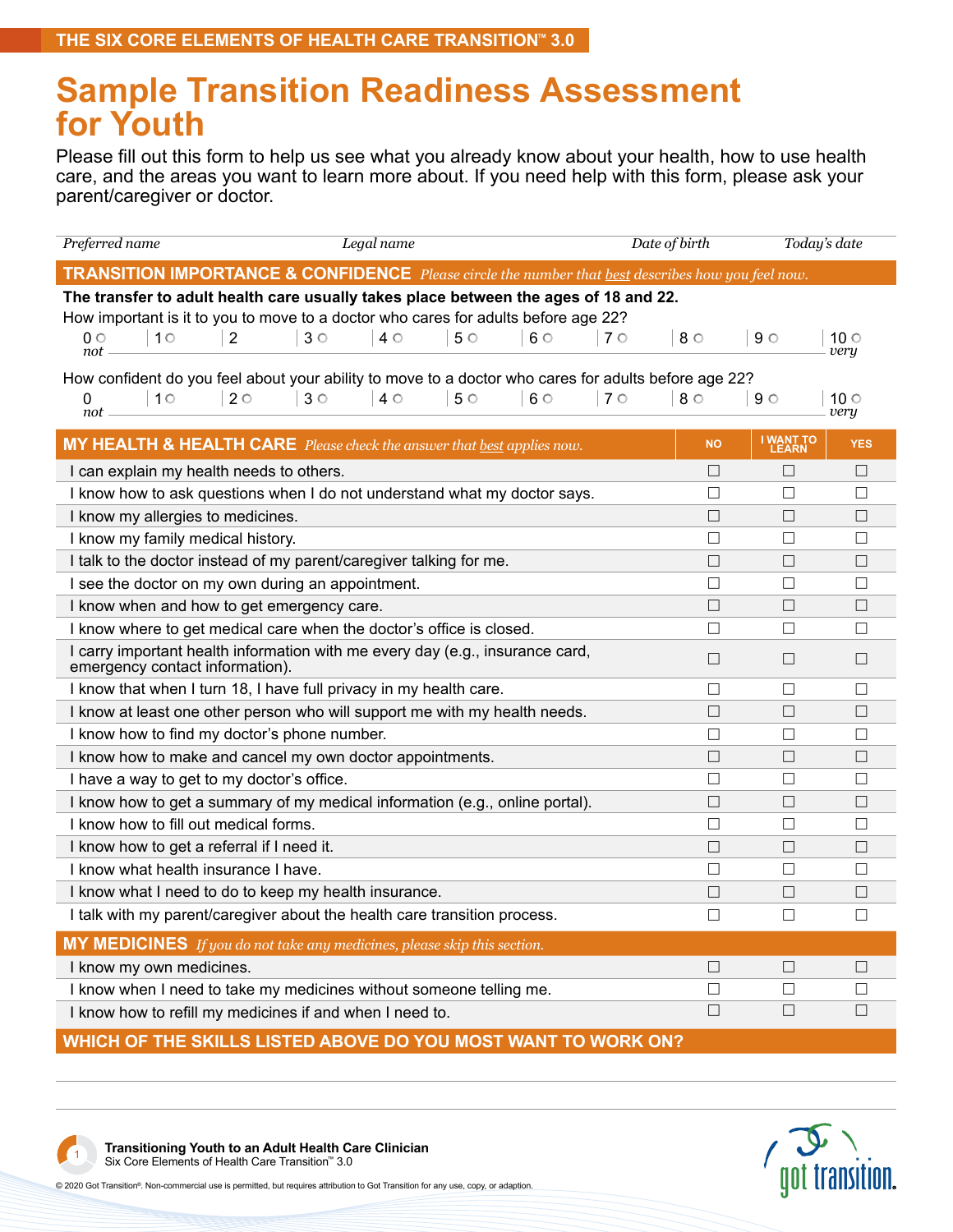# Sample Transition Readiness Assessment for Youth

Please fill out this form to help us see what you already know about your health, how to use health care, and the areas you want to learn more about. If you need help with this form, please ask your parent/caregiver or doctor.

| *Preferred name* | *Legal name* | *Date of birth* | *Today's date* |
|---|---|---|---|
| | | | |

## TRANSITION IMPORTANCE & CONFIDENCE *Please circle the number that best describes how you feel now.*

**The transfer to adult health care usually takes place between the ages of 18 and 22.**

How important is it to you to move to a doctor who cares for adults before age 22?

| 0 *not* | 1 | 2 | 3 | 4 | 5 | 6 | 7 | 8 | 9 | 10 *very* |
|---|---|---|---|---|---|---|---|---|---|---|

How confident do you feel about your ability to move to a doctor who cares for adults before age 22?

| 0 *not* | 1 | 2 | 3 | 4 | 5 | 6 | 7 | 8 | 9 | 10 *very* |
|---|---|---|---|---|---|---|---|---|---|---|

## MY HEALTH & HEALTH CARE *Please check the answer that best applies now.*

| | NO | I WANT TO LEARN | YES |
|---|---|---|---|
| I can explain my health needs to others. | ☐ | ☐ | ☐ |
| I know how to ask questions when I do not understand what my doctor says. | ☐ | ☐ | ☐ |
| I know my allergies to medicines. | ☐ | ☐ | ☐ |
| I know my family medical history. | ☐ | ☐ | ☐ |
| I talk to the doctor instead of my parent/caregiver talking for me. | ☐ | ☐ | ☐ |
| I see the doctor on my own during an appointment. | ☐ | ☐ | ☐ |
| I know when and how to get emergency care. | ☐ | ☐ | ☐ |
| I know where to get medical care when the doctor's office is closed. | ☐ | ☐ | ☐ |
| I carry important health information with me every day (e.g., insurance card, emergency contact information). | ☐ | ☐ | ☐ |
| I know that when I turn 18, I have full privacy in my health care. | ☐ | ☐ | ☐ |
| I know at least one other person who will support me with my health needs. | ☐ | ☐ | ☐ |
| I know how to find my doctor's phone number. | ☐ | ☐ | ☐ |
| I know how to make and cancel my own doctor appointments. | ☐ | ☐ | ☐ |
| I have a way to get to my doctor's office. | ☐ | ☐ | ☐ |
| I know how to get a summary of my medical information (e.g., online portal). | ☐ | ☐ | ☐ |
| I know how to fill out medical forms. | ☐ | ☐ | ☐ |
| I know how to get a referral if I need it. | ☐ | ☐ | ☐ |
| I know what health insurance I have. | ☐ | ☐ | ☐ |
| I know what I need to do to keep my health insurance. | ☐ | ☐ | ☐ |
| I talk with my parent/caregiver about the health care transition process. | ☐ | ☐ | ☐ |

## MY MEDICINES *If you do not take any medicines, please skip this section.*

| | NO | I WANT TO LEARN | YES |
|---|---|---|---|
| I know my own medicines. | ☐ | ☐ | ☐ |
| I know when I need to take my medicines without someone telling me. | ☐ | ☐ | ☐ |
| I know how to refill my medicines if and when I need to. | ☐ | ☐ | ☐ |

## WHICH OF THE SKILLS LISTED ABOVE DO YOU MOST WANT TO WORK ON?

**Transitioning Youth to an Adult Health Care Clinician**
Six Core Elements of Health Care Transition™ 3.0

© 2020 Got Transition®. Non-commercial use is permitted, but requires attribution to Got Transition for any use, copy, or adaptation.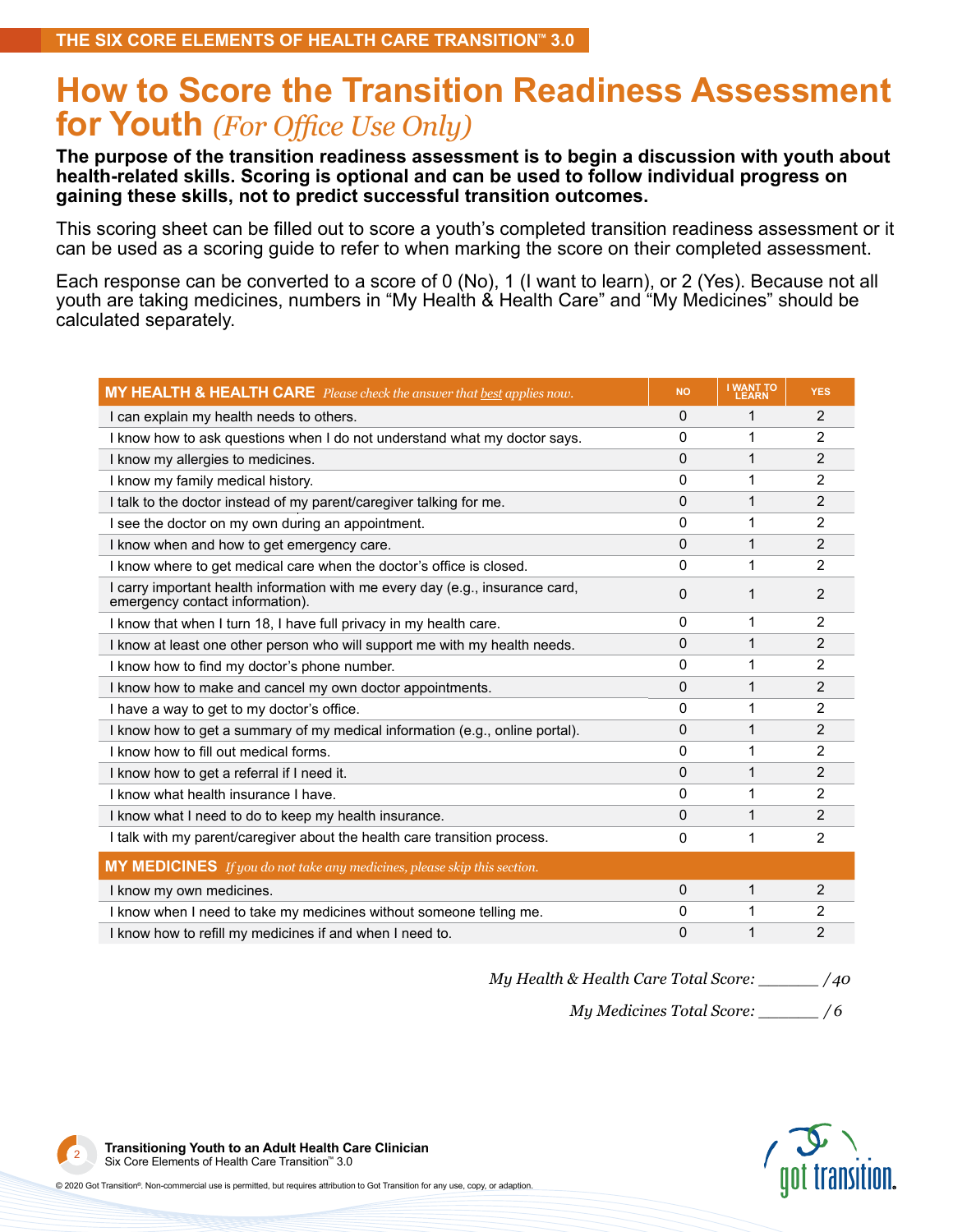# How to Score the Transition Readiness Assessment for Youth *(For Office Use Only)*

**The purpose of the transition readiness assessment is to begin a discussion with youth about health-related skills. Scoring is optional and can be used to follow individual progress on gaining these skills, not to predict successful transition outcomes.**

This scoring sheet can be filled out to score a youth's completed transition readiness assessment or it can be used as a scoring guide to refer to when marking the score on their completed assessment.

Each response can be converted to a score of 0 (No), 1 (I want to learn), or 2 (Yes). Because not all youth are taking medicines, numbers in "My Health & Health Care" and "My Medicines" should be calculated separately.

| **MY HEALTH & HEALTH CARE** *Please check the answer that best applies now.* | NO | I WANT TO LEARN | YES |
|---|---|---|---|
| I can explain my health needs to others. | 0 | 1 | 2 |
| I know how to ask questions when I do not understand what my doctor says. | 0 | 1 | 2 |
| I know my allergies to medicines. | 0 | 1 | 2 |
| I know my family medical history. | 0 | 1 | 2 |
| I talk to the doctor instead of my parent/caregiver talking for me. | 0 | 1 | 2 |
| I see the doctor on my own during an appointment. | 0 | 1 | 2 |
| I know when and how to get emergency care. | 0 | 1 | 2 |
| I know where to get medical care when the doctor's office is closed. | 0 | 1 | 2 |
| I carry important health information with me every day (e.g., insurance card, emergency contact information). | 0 | 1 | 2 |
| I know that when I turn 18, I have full privacy in my health care. | 0 | 1 | 2 |
| I know at least one other person who will support me with my health needs. | 0 | 1 | 2 |
| I know how to find my doctor's phone number. | 0 | 1 | 2 |
| I know how to make and cancel my own doctor appointments. | 0 | 1 | 2 |
| I have a way to get to my doctor's office. | 0 | 1 | 2 |
| I know how to get a summary of my medical information (e.g., online portal). | 0 | 1 | 2 |
| I know how to fill out medical forms. | 0 | 1 | 2 |
| I know how to get a referral if I need it. | 0 | 1 | 2 |
| I know what health insurance I have. | 0 | 1 | 2 |
| I know what I need to do to keep my health insurance. | 0 | 1 | 2 |
| I talk with my parent/caregiver about the health care transition process. | 0 | 1 | 2 |
| **MY MEDICINES** *If you do not take any medicines, please skip this section.* | | | |
| I know my own medicines. | 0 | 1 | 2 |
| I know when I need to take my medicines without someone telling me. | 0 | 1 | 2 |
| I know how to refill my medicines if and when I need to. | 0 | 1 | 2 |

*My Health & Health Care Total Score: ______ /40*

*My Medicines Total Score: ______ /6*

**Transitioning Youth to an Adult Health Care Clinician**
Six Core Elements of Health Care Transition™ 3.0

© 2020 Got Transition®. Non-commercial use is permitted, but requires attribution to Got Transition for any use, copy, or adaption.